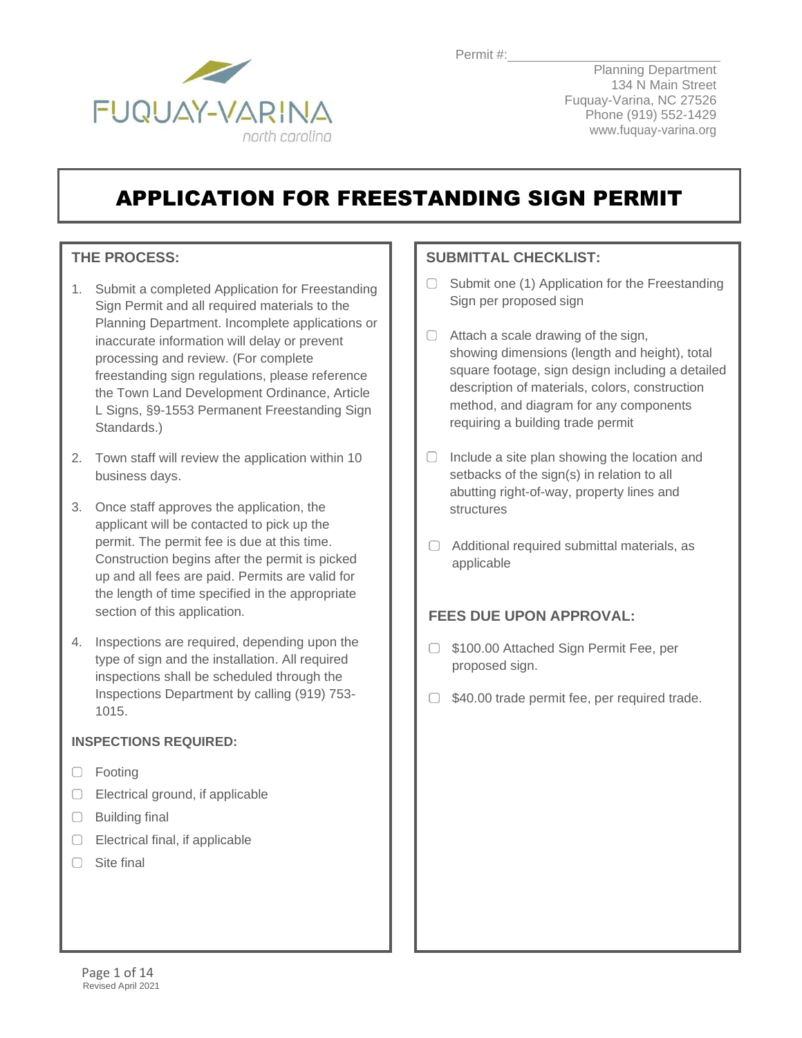Permit #:\_\_\_\_\_\_\_\_\_\_\_\_\_\_\_\_\_\_\_\_\_\_\_\_\_\_

FUQUAY-VARINA
north carolina

Planning Department
134 N Main Street
Fuquay-Varina, NC 27526
Phone (919) 552-1429
www.fuquay-varina.org

# APPLICATION FOR FREESTANDING SIGN PERMIT

### THE PROCESS:

1. Submit a completed Application for Freestanding Sign Permit and all required materials to the Planning Department. Incomplete applications or inaccurate information will delay or prevent processing and review. (For complete freestanding sign regulations, please reference the Town Land Development Ordinance, Article L Signs, §9-1553 Permanent Freestanding Sign Standards.)
2. Town staff will review the application within 10 business days.
3. Once staff approves the application, the applicant will be contacted to pick up the permit. The permit fee is due at this time. Construction begins after the permit is picked up and all fees are paid. Permits are valid for the length of time specified in the appropriate section of this application.
4. Inspections are required, depending upon the type of sign and the installation. All required inspections shall be scheduled through the Inspections Department by calling (919) 753-1015.

### INSPECTIONS REQUIRED:

- ☐ Footing
- ☐ Electrical ground, if applicable
- ☐ Building final
- ☐ Electrical final, if applicable
- ☐ Site final

### SUBMITTAL CHECKLIST:

- ☐ Submit one (1) Application for the Freestanding Sign per proposed sign
- ☐ Attach a scale drawing of the sign, showing dimensions (length and height), total square footage, sign design including a detailed description of materials, colors, construction method, and diagram for any components requiring a building trade permit
- ☐ Include a site plan showing the location and setbacks of the sign(s) in relation to all abutting right-of-way, property lines and structures
- ☐ Additional required submittal materials, as applicable

### FEES DUE UPON APPROVAL:

- ☐ $100.00 Attached Sign Permit Fee, per proposed sign.
- ☐ $40.00 trade permit fee, per required trade.

Revised April 2021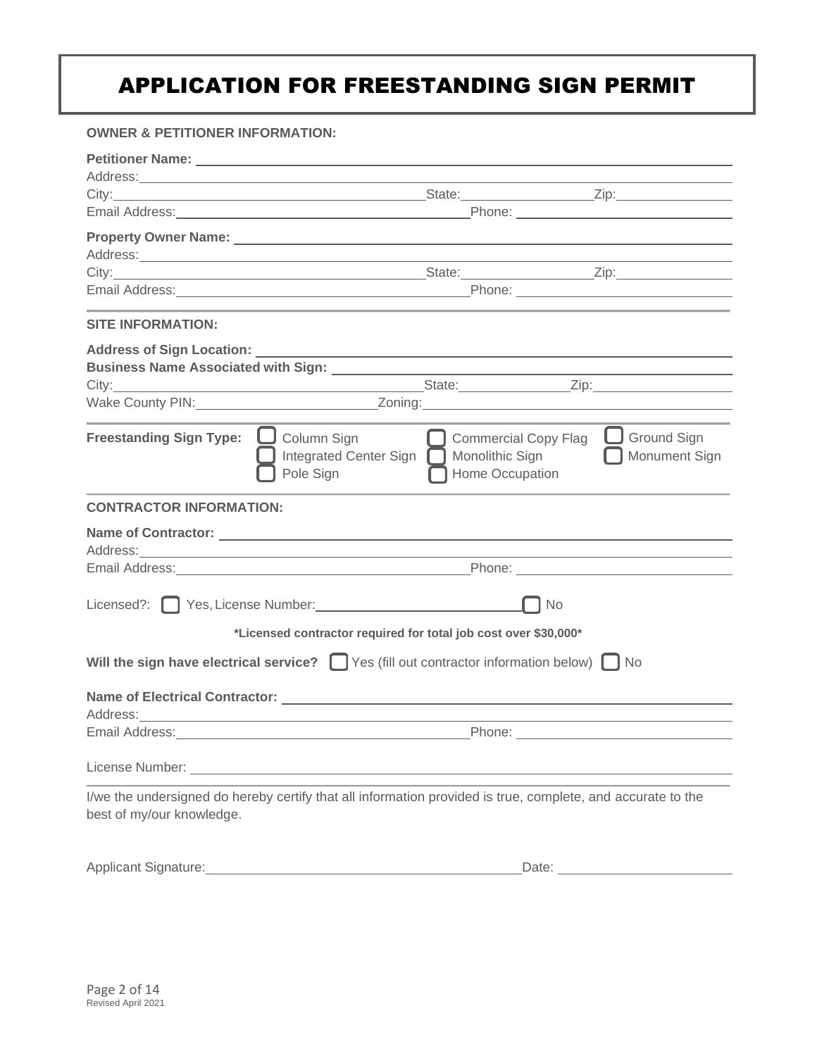# APPLICATION FOR FREESTANDING SIGN PERMIT

**OWNER & PETITIONER INFORMATION:**

**Petitioner Name:** ____________________

Address: ____________________

City: ____________________ State: ____________ Zip: ____________

Email Address: ____________________ Phone: ____________________

**Property Owner Name:** ____________________

Address: ____________________

City: ____________________ State: ____________ Zip: ____________

Email Address: ____________________ Phone: ____________________

**SITE INFORMATION:**

**Address of Sign Location:** ____________________

**Business Name Associated with Sign:** ____________________

City: ____________________ State: ____________ Zip: ____________

Wake County PIN: ____________________ Zoning: ____________________

**Freestanding Sign Type:**

- ☐ Column Sign
- ☐ Commercial Copy Flag
- ☐ Ground Sign
- ☐ Integrated Center Sign
- ☐ Monolithic Sign
- ☐ Monument Sign
- ☐ Pole Sign
- ☐ Home Occupation

**CONTRACTOR INFORMATION:**

**Name of Contractor:** ____________________

Address: ____________________

Email Address: ____________________ Phone: ____________________

Licensed?: ☐ Yes, License Number: ____________________ ☐ No

***Licensed contractor required for total job cost over $30,000***

**Will the sign have electrical service?** ☐ Yes (fill out contractor information below) ☐ No

**Name of Electrical Contractor:** ____________________

Address: ____________________

Email Address: ____________________ Phone: ____________________

License Number: ____________________

I/we the undersigned do hereby certify that all information provided is true, complete, and accurate to the best of my/our knowledge.

Applicant Signature: ____________________ Date: ____________________

Revised April 2021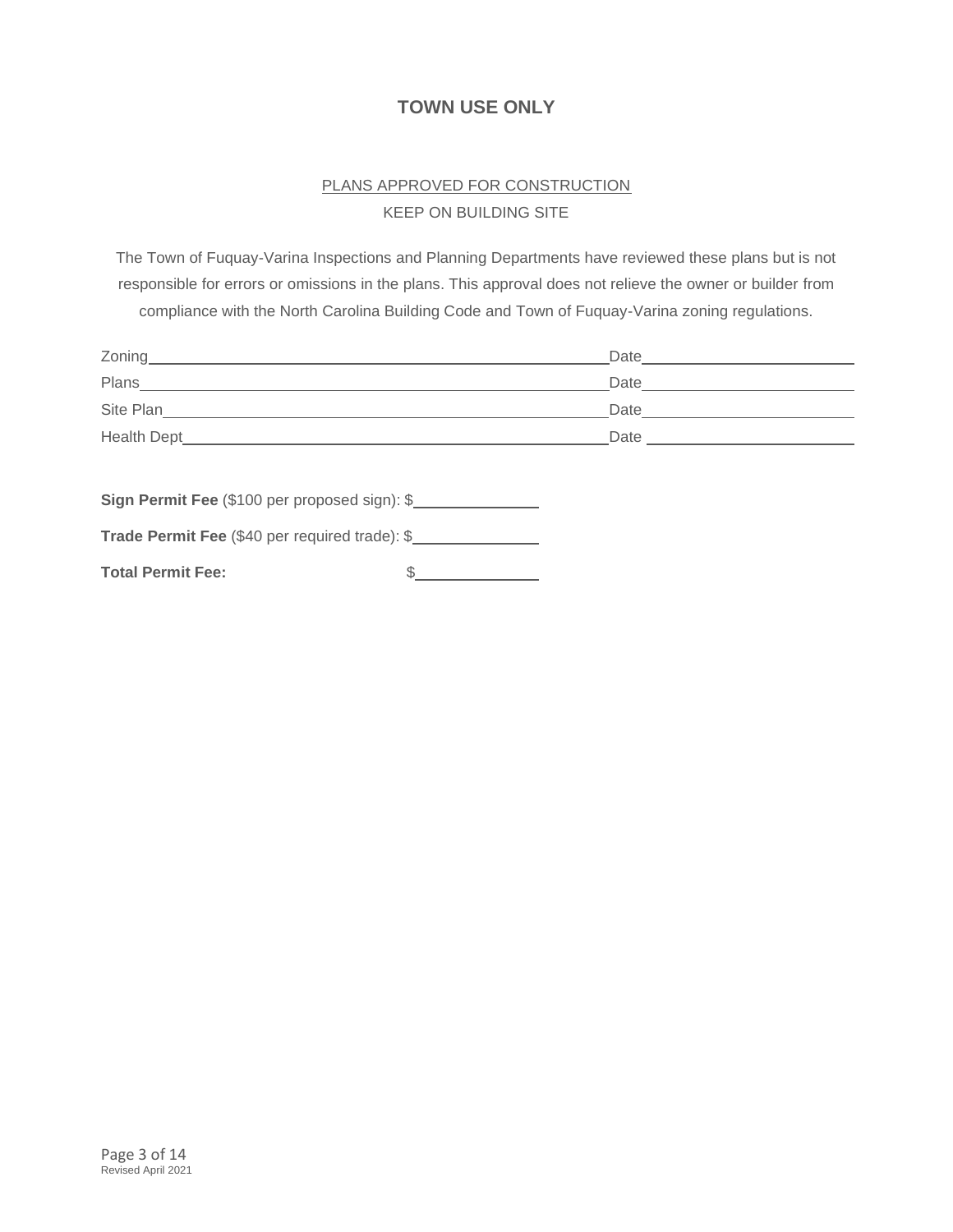## TOWN USE ONLY

PLANS APPROVED FOR CONSTRUCTION

KEEP ON BUILDING SITE

The Town of Fuquay-Varina Inspections and Planning Departments have reviewed these plans but is not responsible for errors or omissions in the plans. This approval does not relieve the owner or builder from compliance with the North Carolina Building Code and Town of Fuquay-Varina zoning regulations.

Zoning__________________________________________ Date____________________

Plans___________________________________________ Date____________________

Site Plan________________________________________ Date____________________

Health Dept______________________________________ Date____________________

**Sign Permit Fee** ($100 per proposed sign): $____________

**Trade Permit Fee** ($40 per required trade): $____________

**Total Permit Fee:** $____________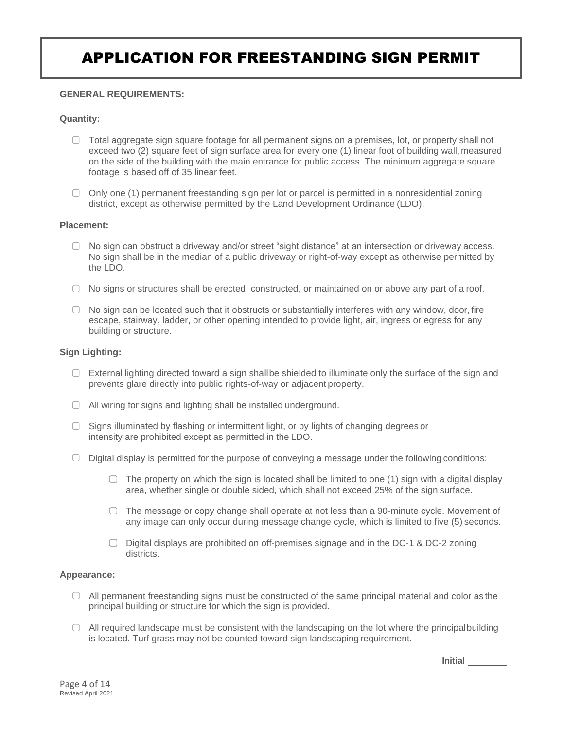# APPLICATION FOR FREESTANDING SIGN PERMIT

**GENERAL REQUIREMENTS:**

**Quantity:**

- ☐ Total aggregate sign square footage for all permanent signs on a premises, lot, or property shall not exceed two (2) square feet of sign surface area for every one (1) linear foot of building wall, measured on the side of the building with the main entrance for public access. The minimum aggregate square footage is based off of 35 linear feet.
- ☐ Only one (1) permanent freestanding sign per lot or parcel is permitted in a nonresidential zoning district, except as otherwise permitted by the Land Development Ordinance (LDO).

**Placement:**

- ☐ No sign can obstruct a driveway and/or street "sight distance" at an intersection or driveway access. No sign shall be in the median of a public driveway or right-of-way except as otherwise permitted by the LDO.
- ☐ No signs or structures shall be erected, constructed, or maintained on or above any part of a roof.
- ☐ No sign can be located such that it obstructs or substantially interferes with any window, door, fire escape, stairway, ladder, or other opening intended to provide light, air, ingress or egress for any building or structure.

**Sign Lighting:**

- ☐ External lighting directed toward a sign shall be shielded to illuminate only the surface of the sign and prevents glare directly into public rights-of-way or adjacent property.
- ☐ All wiring for signs and lighting shall be installed underground.
- ☐ Signs illuminated by flashing or intermittent light, or by lights of changing degrees or intensity are prohibited except as permitted in the LDO.
- ☐ Digital display is permitted for the purpose of conveying a message under the following conditions:
  - ☐ The property on which the sign is located shall be limited to one (1) sign with a digital display area, whether single or double sided, which shall not exceed 25% of the sign surface.
  - ☐ The message or copy change shall operate at not less than a 90-minute cycle. Movement of any image can only occur during message change cycle, which is limited to five (5) seconds.
  - ☐ Digital displays are prohibited on off-premises signage and in the DC-1 & DC-2 zoning districts.

**Appearance:**

- ☐ All permanent freestanding signs must be constructed of the same principal material and color as the principal building or structure for which the sign is provided.
- ☐ All required landscape must be consistent with the landscaping on the lot where the principal building is located. Turf grass may not be counted toward sign landscaping requirement.

**Initial** ________

Revised April 2021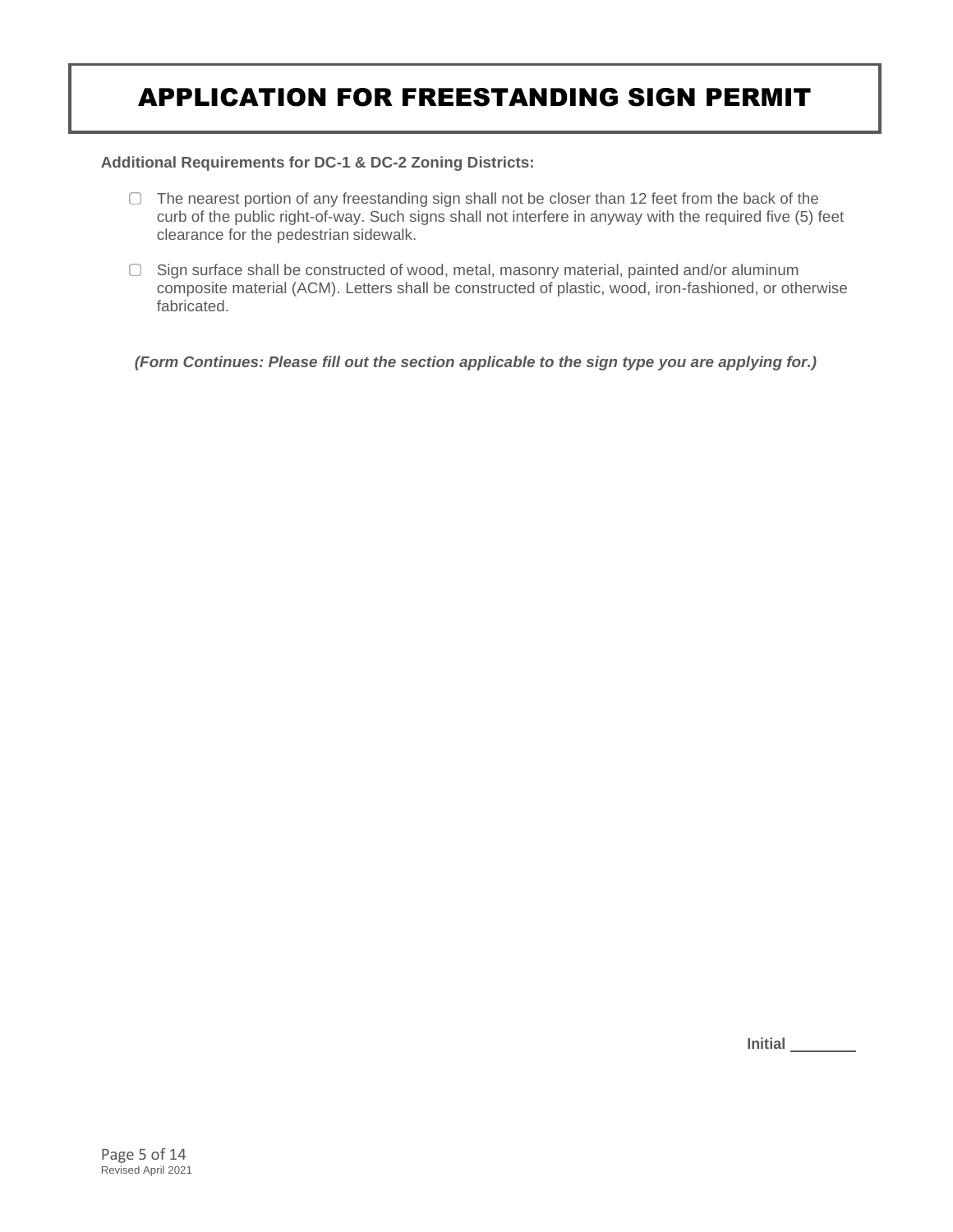# APPLICATION FOR FREESTANDING SIGN PERMIT

**Additional Requirements for DC-1 & DC-2 Zoning Districts:**

- ▢ The nearest portion of any freestanding sign shall not be closer than 12 feet from the back of the curb of the public right-of-way. Such signs shall not interfere in anyway with the required five (5) feet clearance for the pedestrian sidewalk.
- ▢ Sign surface shall be constructed of wood, metal, masonry material, painted and/or aluminum composite material (ACM). Letters shall be constructed of plastic, wood, iron-fashioned, or otherwise fabricated.

***(Form Continues: Please fill out the section applicable to the sign type you are applying for.)***

**Initial** ________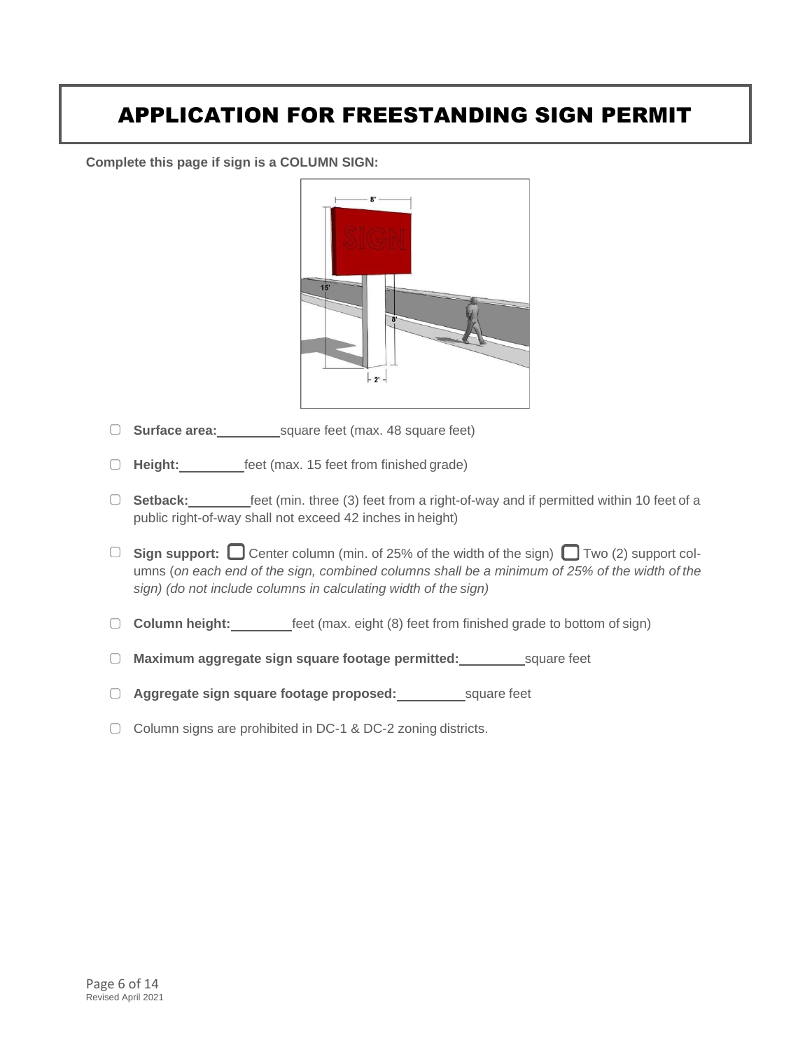# APPLICATION FOR FREESTANDING SIGN PERMIT

**Complete this page if sign is a COLUMN SIGN:**

- ☐ **Surface area:**\_\_\_\_\_\_\_\_\_square feet (max. 48 square feet)
- ☐ **Height:**\_\_\_\_\_\_\_\_\_feet (max. 15 feet from finished grade)
- ☐ **Setback:**\_\_\_\_\_\_\_\_\_feet (min. three (3) feet from a right-of-way and if permitted within 10 feet of a public right-of-way shall not exceed 42 inches in height)
- ☐ **Sign support:** ☐ Center column (min. of 25% of the width of the sign) ☐ Two (2) support columns (*on each end of the sign, combined columns shall be a minimum of 25% of the width of the sign) (do not include columns in calculating width of the sign)*
- ☐ **Column height:**\_\_\_\_\_\_\_\_\_feet (max. eight (8) feet from finished grade to bottom of sign)
- ☐ **Maximum aggregate sign square footage permitted:**\_\_\_\_\_\_\_\_\_square feet
- ☐ **Aggregate sign square footage proposed:**\_\_\_\_\_\_\_\_\_square feet
- ☐ Column signs are prohibited in DC-1 & DC-2 zoning districts.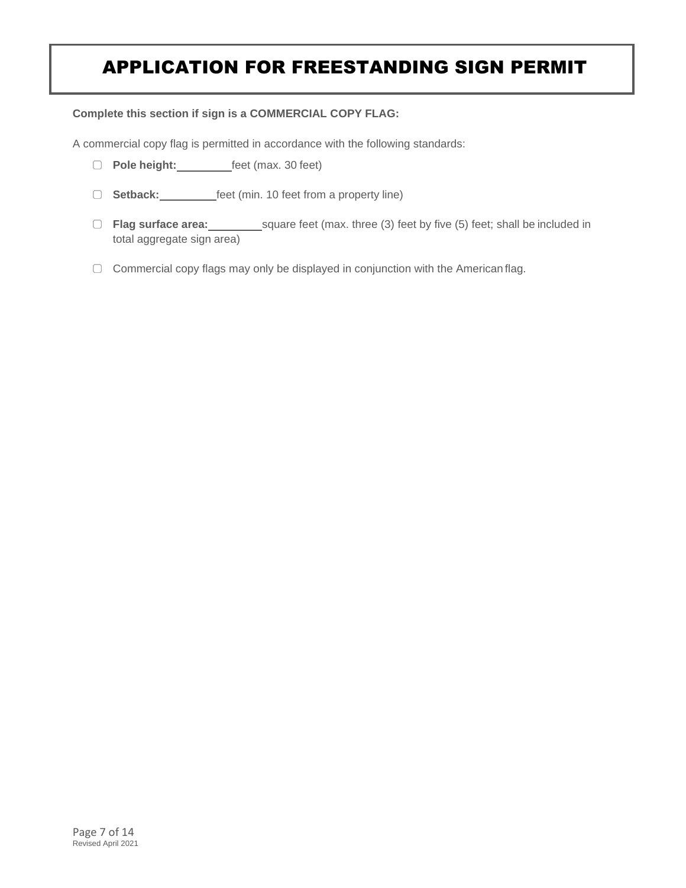# APPLICATION FOR FREESTANDING SIGN PERMIT

**Complete this section if sign is a COMMERCIAL COPY FLAG:**

A commercial copy flag is permitted in accordance with the following standards:

- ☐ **Pole height:** \_\_\_\_\_\_\_\_ feet (max. 30 feet)
- ☐ **Setback:** \_\_\_\_\_\_\_\_ feet (min. 10 feet from a property line)
- ☐ **Flag surface area:** \_\_\_\_\_\_\_\_ square feet (max. three (3) feet by five (5) feet; shall be included in total aggregate sign area)
- ☐ Commercial copy flags may only be displayed in conjunction with the American flag.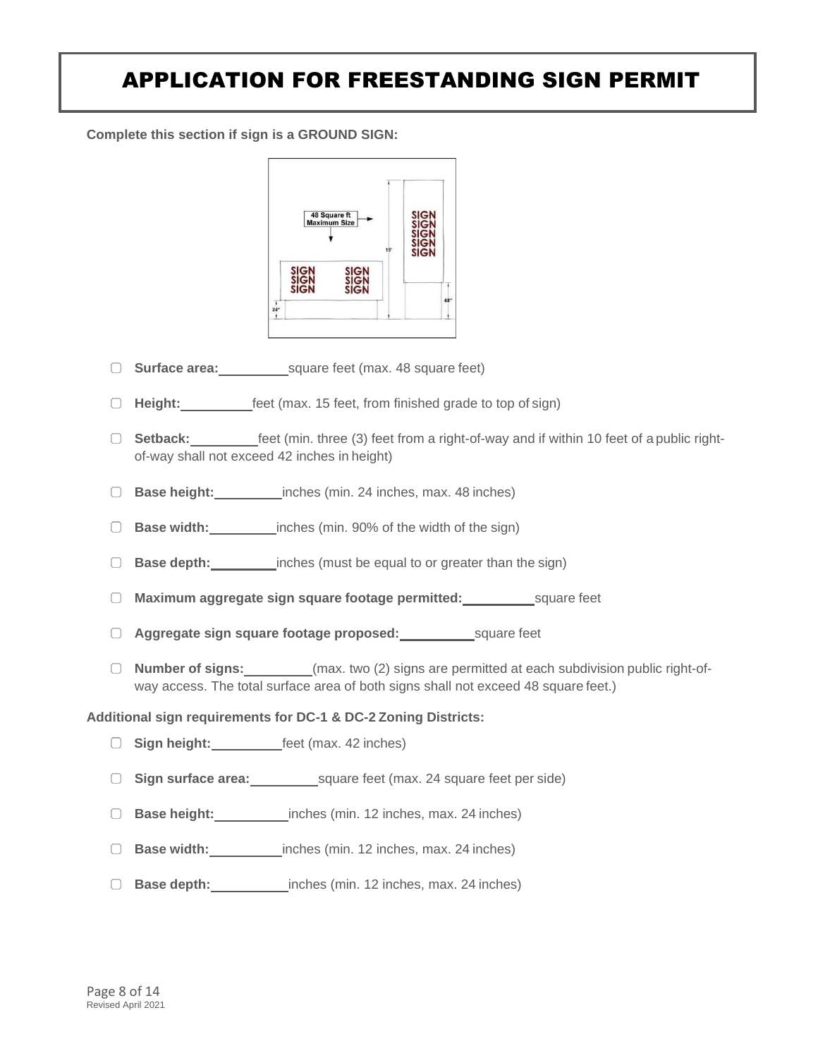# APPLICATION FOR FREESTANDING SIGN PERMIT

**Complete this section if sign is a GROUND SIGN:**

- ▢ **Surface area:**\_\_\_\_\_\_\_\_\_\_square feet (max. 48 square feet)
- ▢ **Height:**\_\_\_\_\_\_\_\_\_\_feet (max. 15 feet, from finished grade to top of sign)
- ▢ **Setback:**\_\_\_\_\_\_\_\_\_\_feet (min. three (3) feet from a right-of-way and if within 10 feet of a public right-of-way shall not exceed 42 inches in height)
- ▢ **Base height:**\_\_\_\_\_\_\_\_\_\_inches (min. 24 inches, max. 48 inches)
- ▢ **Base width:**\_\_\_\_\_\_\_\_\_\_inches (min. 90% of the width of the sign)
- ▢ **Base depth:**\_\_\_\_\_\_\_\_\_\_inches (must be equal to or greater than the sign)
- ▢ **Maximum aggregate sign square footage permitted:**\_\_\_\_\_\_\_\_\_\_square feet
- ▢ **Aggregate sign square footage proposed:**\_\_\_\_\_\_\_\_\_\_square feet
- ▢ **Number of signs:**\_\_\_\_\_\_\_\_\_\_(max. two (2) signs are permitted at each subdivision public right-of-way access. The total surface area of both signs shall not exceed 48 square feet.)

**Additional sign requirements for DC-1 & DC-2 Zoning Districts:**

- ▢ **Sign height:**\_\_\_\_\_\_\_\_\_\_feet (max. 42 inches)
- ▢ **Sign surface area:**\_\_\_\_\_\_\_\_\_\_square feet (max. 24 square feet per side)
- ▢ **Base height:**\_\_\_\_\_\_\_\_\_\_inches (min. 12 inches, max. 24 inches)
- ▢ **Base width:**\_\_\_\_\_\_\_\_\_\_inches (min. 12 inches, max. 24 inches)
- ▢ **Base depth:**\_\_\_\_\_\_\_\_\_\_inches (min. 12 inches, max. 24 inches)

Revised April 2021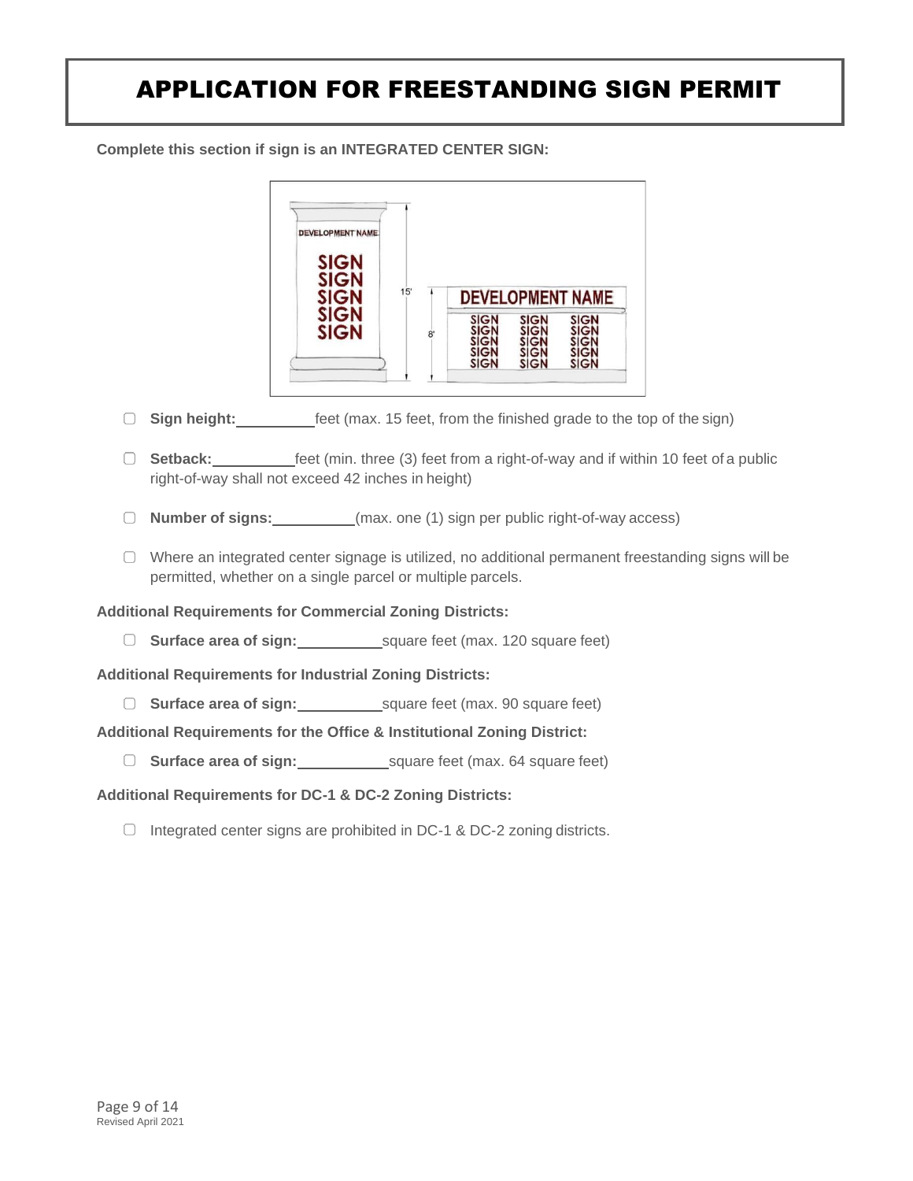# APPLICATION FOR FREESTANDING SIGN PERMIT

**Complete this section if sign is an INTEGRATED CENTER SIGN:**

- ☐ **Sign height:**\_\_\_\_\_\_\_\_\_\_feet (max. 15 feet, from the finished grade to the top of the sign)
- ☐ **Setback:**\_\_\_\_\_\_\_\_\_\_feet (min. three (3) feet from a right-of-way and if within 10 feet of a public right-of-way shall not exceed 42 inches in height)
- ☐ **Number of signs:**\_\_\_\_\_\_\_\_\_\_(max. one (1) sign per public right-of-way access)
- ☐ Where an integrated center signage is utilized, no additional permanent freestanding signs will be permitted, whether on a single parcel or multiple parcels.

**Additional Requirements for Commercial Zoning Districts:**

- ☐ **Surface area of sign:**\_\_\_\_\_\_\_\_\_\_square feet (max. 120 square feet)

**Additional Requirements for Industrial Zoning Districts:**

- ☐ **Surface area of sign:**\_\_\_\_\_\_\_\_\_\_square feet (max. 90 square feet)

**Additional Requirements for the Office & Institutional Zoning District:**

- ☐ **Surface area of sign:**\_\_\_\_\_\_\_\_\_\_square feet (max. 64 square feet)

**Additional Requirements for DC-1 & DC-2 Zoning Districts:**

- ☐ Integrated center signs are prohibited in DC-1 & DC-2 zoning districts.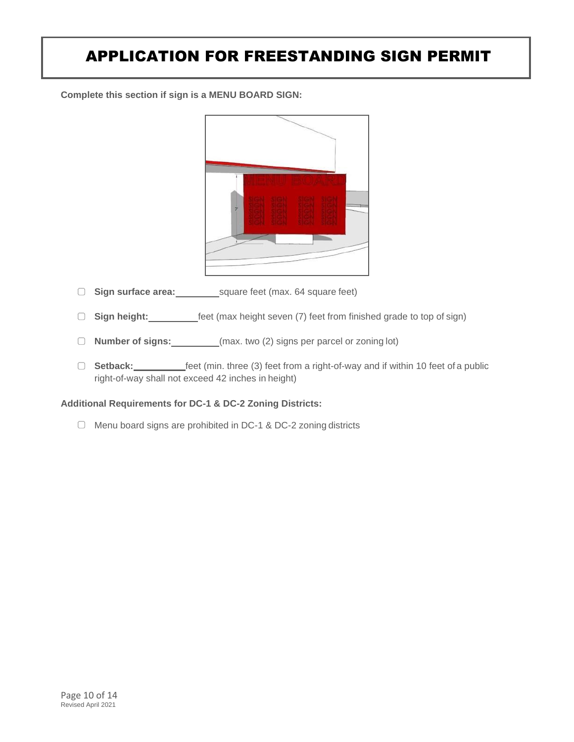# APPLICATION FOR FREESTANDING SIGN PERMIT

**Complete this section if sign is a MENU BOARD SIGN:**

- ▢ **Sign surface area:** ________ square feet (max. 64 square feet)
- ▢ **Sign height:** ________ feet (max height seven (7) feet from finished grade to top of sign)
- ▢ **Number of signs:** ________ (max. two (2) signs per parcel or zoning lot)
- ▢ **Setback:** ________ feet (min. three (3) feet from a right-of-way and if within 10 feet of a public right-of-way shall not exceed 42 inches in height)

**Additional Requirements for DC-1 & DC-2 Zoning Districts:**

- ▢ Menu board signs are prohibited in DC-1 & DC-2 zoning districts

Revised April 2021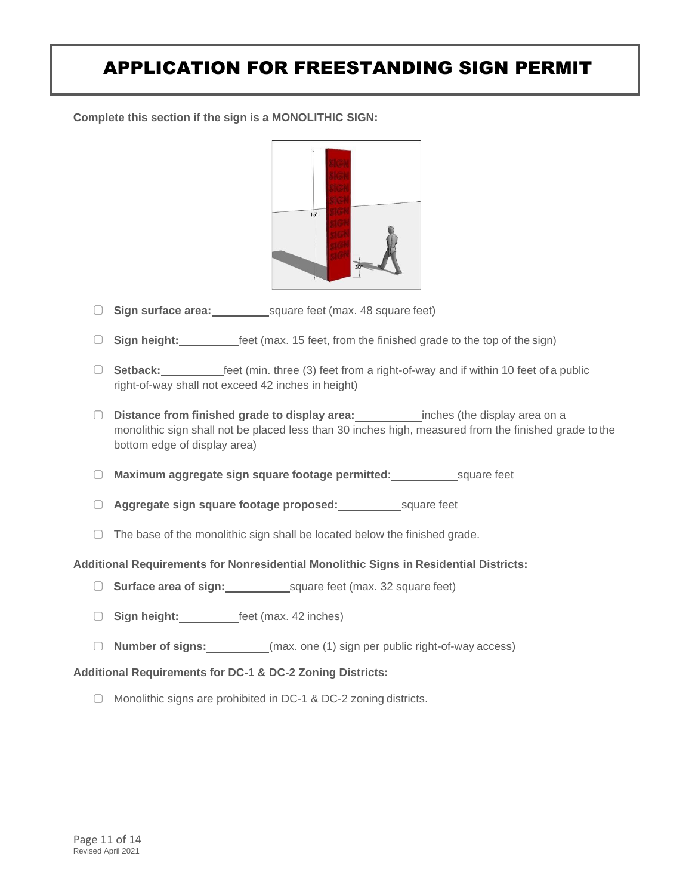# APPLICATION FOR FREESTANDING SIGN PERMIT

**Complete this section if the sign is a MONOLITHIC SIGN:**

- ☐ **Sign surface area:**\_\_\_\_\_\_\_\_\_\_square feet (max. 48 square feet)
- ☐ **Sign height:**\_\_\_\_\_\_\_\_\_\_feet (max. 15 feet, from the finished grade to the top of the sign)
- ☐ **Setback:**\_\_\_\_\_\_\_\_\_\_feet (min. three (3) feet from a right-of-way and if within 10 feet of a public right-of-way shall not exceed 42 inches in height)
- ☐ **Distance from finished grade to display area:**\_\_\_\_\_\_\_\_\_\_inches (the display area on a monolithic sign shall not be placed less than 30 inches high, measured from the finished grade to the bottom edge of display area)
- ☐ **Maximum aggregate sign square footage permitted:**\_\_\_\_\_\_\_\_\_\_square feet
- ☐ **Aggregate sign square footage proposed:**\_\_\_\_\_\_\_\_\_\_square feet
- ☐ The base of the monolithic sign shall be located below the finished grade.

**Additional Requirements for Nonresidential Monolithic Signs in Residential Districts:**

- ☐ **Surface area of sign:**\_\_\_\_\_\_\_\_\_\_square feet (max. 32 square feet)
- ☐ **Sign height:**\_\_\_\_\_\_\_\_\_\_feet (max. 42 inches)
- ☐ **Number of signs:**\_\_\_\_\_\_\_\_\_\_(max. one (1) sign per public right-of-way access)

**Additional Requirements for DC-1 & DC-2 Zoning Districts:**

- ☐ Monolithic signs are prohibited in DC-1 & DC-2 zoning districts.

Revised April 2021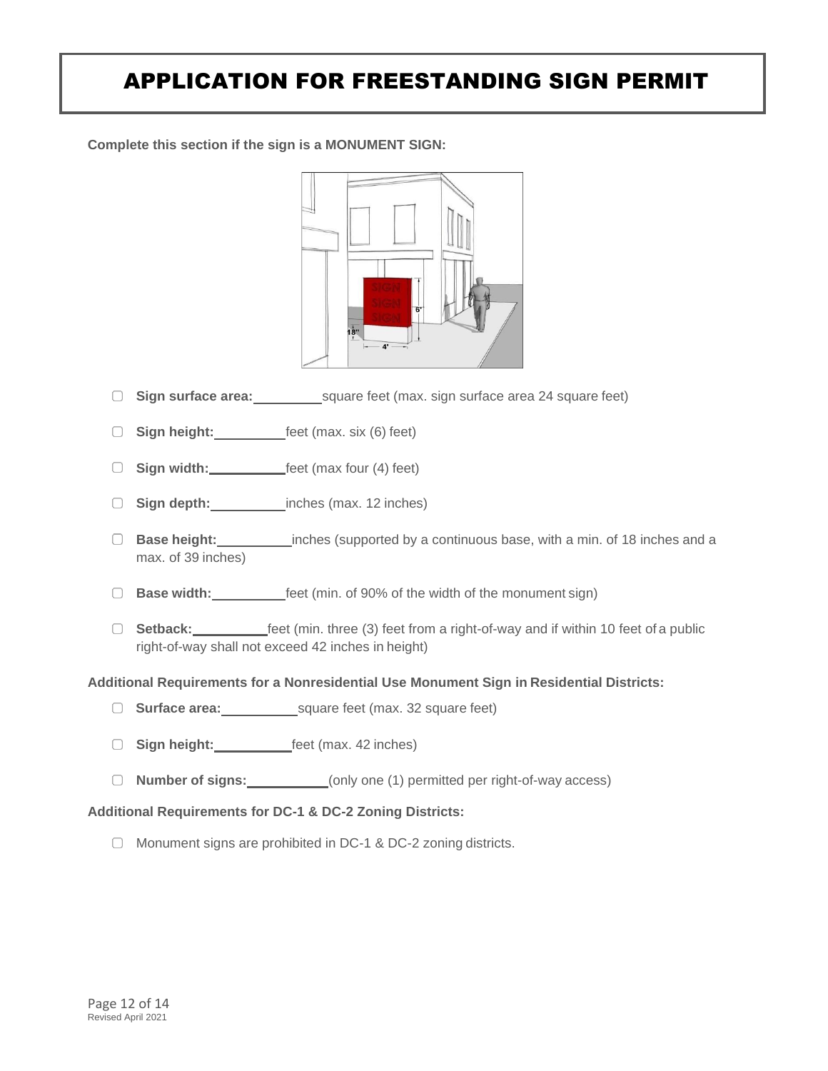# APPLICATION FOR FREESTANDING SIGN PERMIT

**Complete this section if the sign is a MONUMENT SIGN:**

- ☐ **Sign surface area:**\_\_\_\_\_\_\_\_\_\_square feet (max. sign surface area 24 square feet)
- ☐ **Sign height:**\_\_\_\_\_\_\_\_\_\_feet (max. six (6) feet)
- ☐ **Sign width:**\_\_\_\_\_\_\_\_\_\_feet (max four (4) feet)
- ☐ **Sign depth:**\_\_\_\_\_\_\_\_\_\_inches (max. 12 inches)
- ☐ **Base height:**\_\_\_\_\_\_\_\_\_\_inches (supported by a continuous base, with a min. of 18 inches and a max. of 39 inches)
- ☐ **Base width:**\_\_\_\_\_\_\_\_\_\_feet (min. of 90% of the width of the monument sign)
- ☐ **Setback:**\_\_\_\_\_\_\_\_\_\_feet (min. three (3) feet from a right-of-way and if within 10 feet of a public right-of-way shall not exceed 42 inches in height)

**Additional Requirements for a Nonresidential Use Monument Sign in Residential Districts:**

- ☐ **Surface area:**\_\_\_\_\_\_\_\_\_\_square feet (max. 32 square feet)
- ☐ **Sign height:**\_\_\_\_\_\_\_\_\_\_feet (max. 42 inches)
- ☐ **Number of signs:**\_\_\_\_\_\_\_\_\_\_(only one (1) permitted per right-of-way access)

**Additional Requirements for DC-1 & DC-2 Zoning Districts:**

- ☐ Monument signs are prohibited in DC-1 & DC-2 zoning districts.

Revised April 2021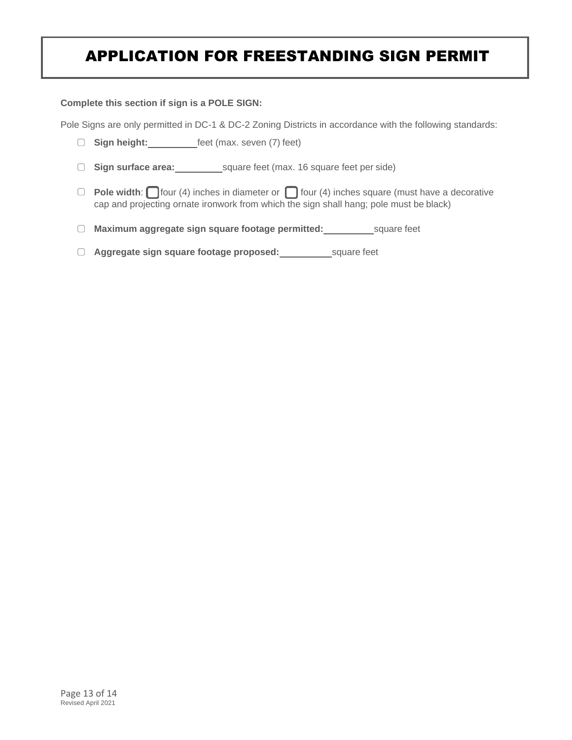# APPLICATION FOR FREESTANDING SIGN PERMIT

**Complete this section if sign is a POLE SIGN:**

Pole Signs are only permitted in DC-1 & DC-2 Zoning Districts in accordance with the following standards:

- ☐ **Sign height:** __________ feet (max. seven (7) feet)
- ☐ **Sign surface area:** __________ square feet (max. 16 square feet per side)
- ☐ **Pole width**: ☐ four (4) inches in diameter or ☐ four (4) inches square (must have a decorative cap and projecting ornate ironwork from which the sign shall hang; pole must be black)
- ☐ **Maximum aggregate sign square footage permitted:** __________ square feet
- ☐ **Aggregate sign square footage proposed:** __________ square feet

Revised April 2021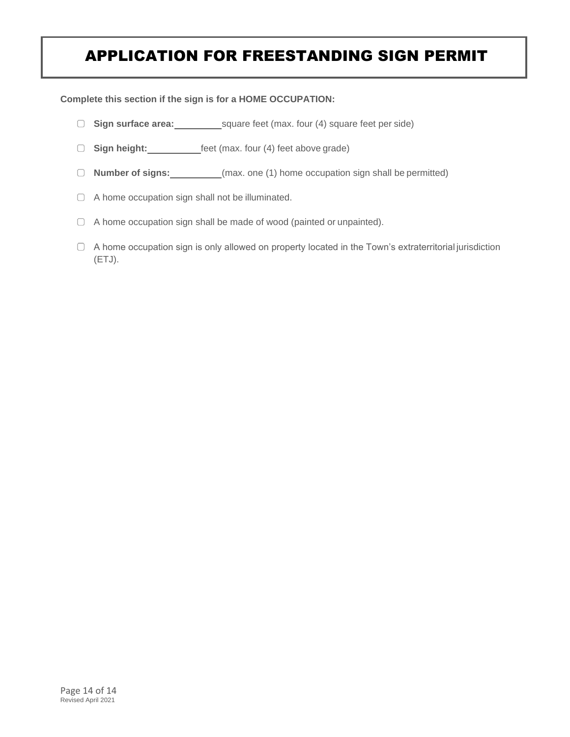# APPLICATION FOR FREESTANDING SIGN PERMIT

**Complete this section if the sign is for a HOME OCCUPATION:**

- ▢ **Sign surface area:** _________ square feet (max. four (4) square feet per side)
- ▢ **Sign height:** __________ feet (max. four (4) feet above grade)
- ▢ **Number of signs:** __________ (max. one (1) home occupation sign shall be permitted)
- ▢ A home occupation sign shall not be illuminated.
- ▢ A home occupation sign shall be made of wood (painted or unpainted).
- ▢ A home occupation sign is only allowed on property located in the Town's extraterritorial jurisdiction (ETJ).

Revised April 2021